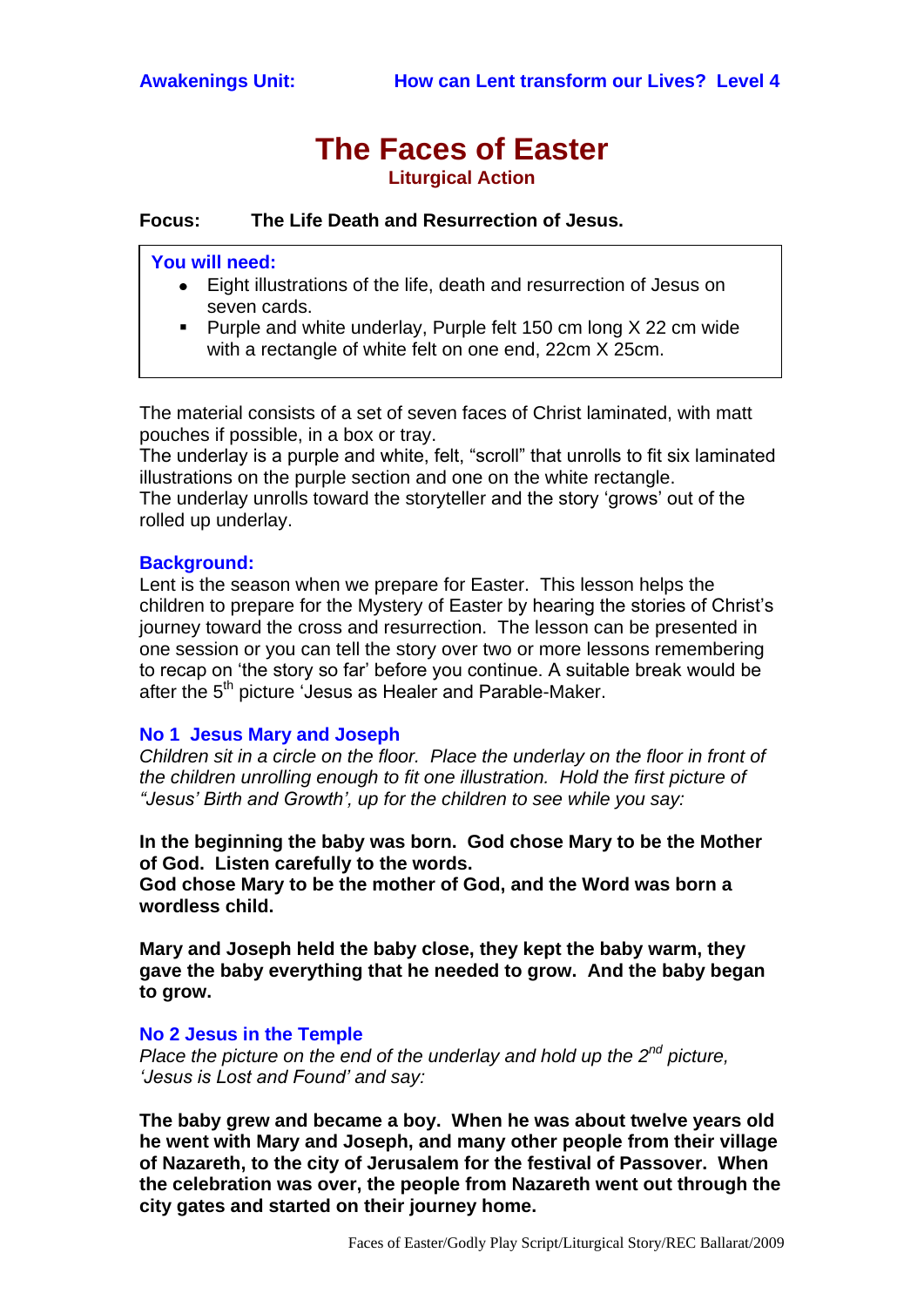**Awakenings Unit:** **How can Lent transform our Lives? Level 4**

# The Faces of Easter

### Liturgical Action

**Focus: The Life Death and Resurrection of Jesus.**

**You will need:**

- Eight illustrations of the life, death and resurrection of Jesus on seven cards.
- Purple and white underlay, Purple felt 150 cm long X 22 cm wide with a rectangle of white felt on one end, 22cm X 25cm.

The material consists of a set of seven faces of Christ laminated, with matt pouches if possible, in a box or tray.
The underlay is a purple and white, felt, "scroll" that unrolls to fit six laminated illustrations on the purple section and one on the white rectangle.
The underlay unrolls toward the storyteller and the story 'grows' out of the rolled up underlay.

**Background:**
Lent is the season when we prepare for Easter. This lesson helps the children to prepare for the Mystery of Easter by hearing the stories of Christ's journey toward the cross and resurrection. The lesson can be presented in one session or you can tell the story over two or more lessons remembering to recap on 'the story so far' before you continue. A suitable break would be after the 5th picture 'Jesus as Healer and Parable-Maker.

**No 1 Jesus Mary and Joseph**
*Children sit in a circle on the floor. Place the underlay on the floor in front of the children unrolling enough to fit one illustration. Hold the first picture of "Jesus' Birth and Growth', up for the children to see while you say:*

**In the beginning the baby was born. God chose Mary to be the Mother of God. Listen carefully to the words.**
**God chose Mary to be the mother of God, and the Word was born a wordless child.**

**Mary and Joseph held the baby close, they kept the baby warm, they gave the baby everything that he needed to grow. And the baby began to grow.**

**No 2 Jesus in the Temple**
*Place the picture on the end of the underlay and hold up the 2nd picture, 'Jesus is Lost and Found' and say:*

**The baby grew and became a boy. When he was about twelve years old he went with Mary and Joseph, and many other people from their village of Nazareth, to the city of Jerusalem for the festival of Passover. When the celebration was over, the people from Nazareth went out through the city gates and started on their journey home.**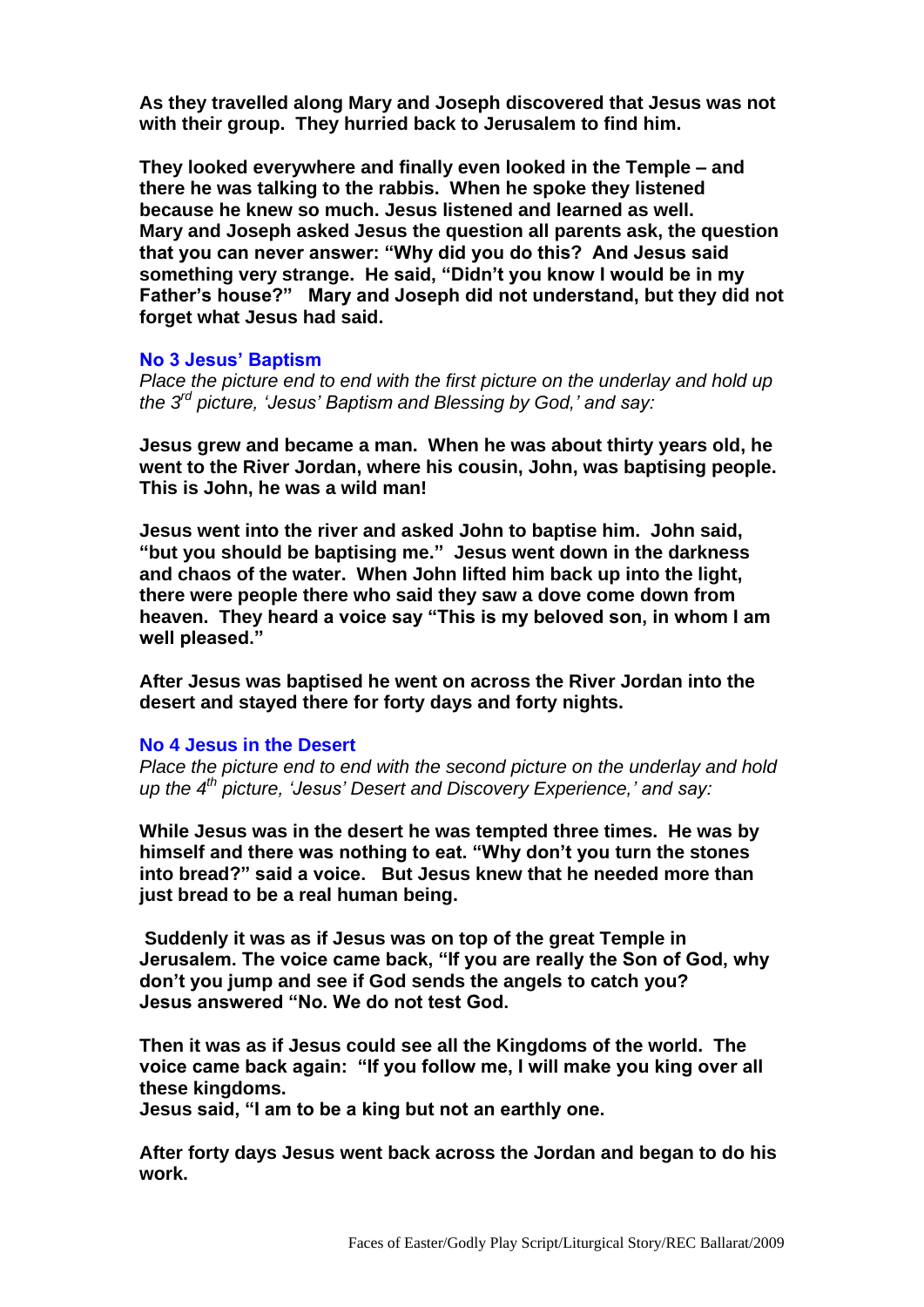**As they travelled along Mary and Joseph discovered that Jesus was not with their group. They hurried back to Jerusalem to find him.**

**They looked everywhere and finally even looked in the Temple – and there he was talking to the rabbis. When he spoke they listened because he knew so much. Jesus listened and learned as well. Mary and Joseph asked Jesus the question all parents ask, the question that you can never answer: "Why did you do this? And Jesus said something very strange. He said, "Didn't you know I would be in my Father's house?" Mary and Joseph did not understand, but they did not forget what Jesus had said.**

### No 3 Jesus' Baptism

*Place the picture end to end with the first picture on the underlay and hold up the 3rd picture, 'Jesus' Baptism and Blessing by God,' and say:*

**Jesus grew and became a man. When he was about thirty years old, he went to the River Jordan, where his cousin, John, was baptising people. This is John, he was a wild man!**

**Jesus went into the river and asked John to baptise him. John said, "but you should be baptising me." Jesus went down in the darkness and chaos of the water. When John lifted him back up into the light, there were people there who said they saw a dove come down from heaven. They heard a voice say "This is my beloved son, in whom I am well pleased."**

**After Jesus was baptised he went on across the River Jordan into the desert and stayed there for forty days and forty nights.**

### No 4 Jesus in the Desert

*Place the picture end to end with the second picture on the underlay and hold up the 4th picture, 'Jesus' Desert and Discovery Experience,' and say:*

**While Jesus was in the desert he was tempted three times. He was by himself and there was nothing to eat. "Why don't you turn the stones into bread?" said a voice. But Jesus knew that he needed more than just bread to be a real human being.**

**Suddenly it was as if Jesus was on top of the great Temple in Jerusalem. The voice came back, "If you are really the Son of God, why don't you jump and see if God sends the angels to catch you? Jesus answered "No. We do not test God.**

**Then it was as if Jesus could see all the Kingdoms of the world. The voice came back again: "If you follow me, I will make you king over all these kingdoms.**
**Jesus said, "I am to be a king but not an earthly one.**

**After forty days Jesus went back across the Jordan and began to do his work.**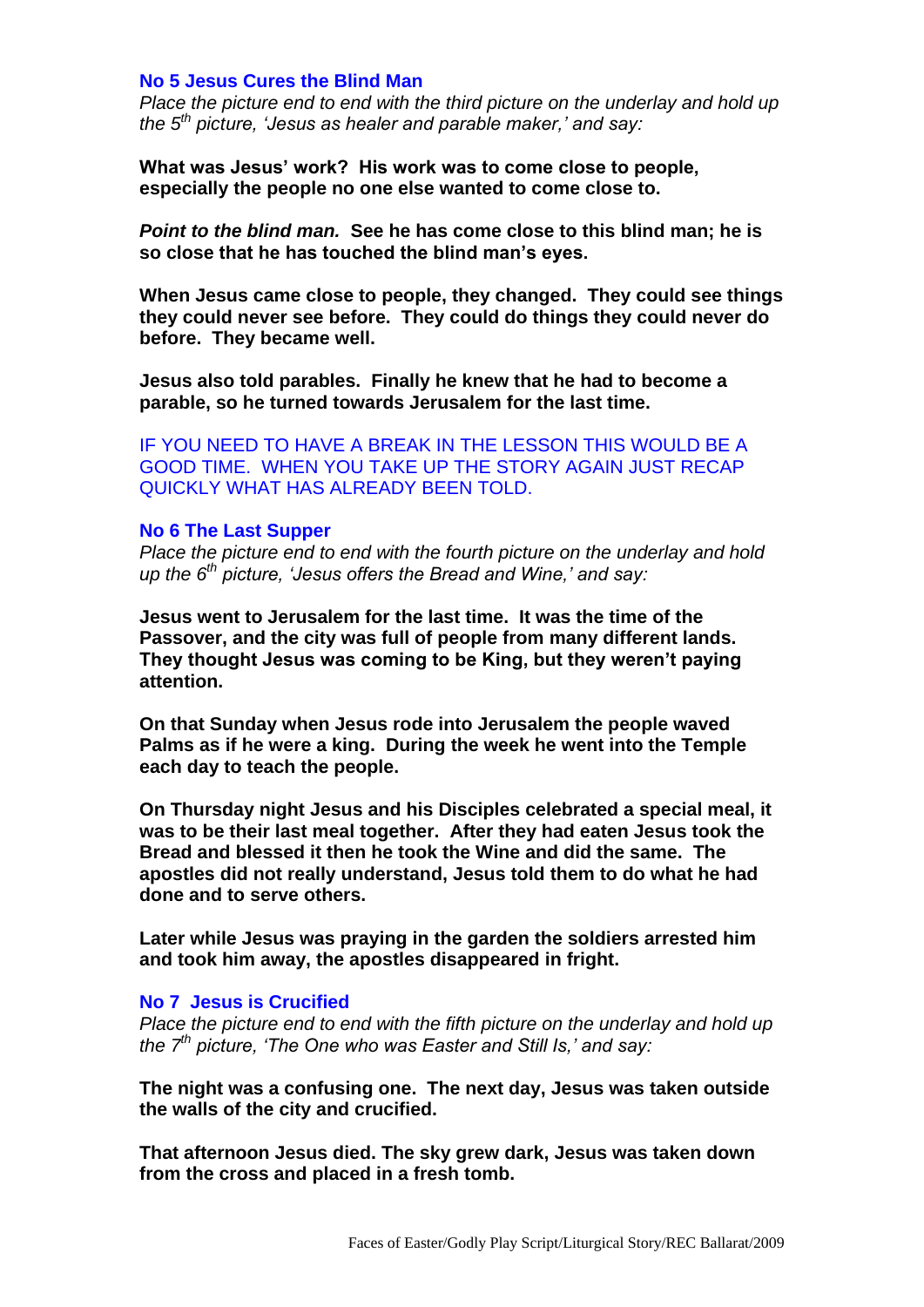### No 5 Jesus Cures the Blind Man

*Place the picture end to end with the third picture on the underlay and hold up the 5th picture, 'Jesus as healer and parable maker,' and say:*

**What was Jesus' work? His work was to come close to people, especially the people no one else wanted to come close to.**

***Point to the blind man.*** **See he has come close to this blind man; he is so close that he has touched the blind man's eyes.**

**When Jesus came close to people, they changed. They could see things they could never see before. They could do things they could never do before. They became well.**

**Jesus also told parables. Finally he knew that he had to become a parable, so he turned towards Jerusalem for the last time.**

IF YOU NEED TO HAVE A BREAK IN THE LESSON THIS WOULD BE A GOOD TIME. WHEN YOU TAKE UP THE STORY AGAIN JUST RECAP QUICKLY WHAT HAS ALREADY BEEN TOLD.

### No 6 The Last Supper

*Place the picture end to end with the fourth picture on the underlay and hold up the 6th picture, 'Jesus offers the Bread and Wine,' and say:*

**Jesus went to Jerusalem for the last time. It was the time of the Passover, and the city was full of people from many different lands. They thought Jesus was coming to be King, but they weren't paying attention.**

**On that Sunday when Jesus rode into Jerusalem the people waved Palms as if he were a king. During the week he went into the Temple each day to teach the people.**

**On Thursday night Jesus and his Disciples celebrated a special meal, it was to be their last meal together. After they had eaten Jesus took the Bread and blessed it then he took the Wine and did the same. The apostles did not really understand, Jesus told them to do what he had done and to serve others.**

**Later while Jesus was praying in the garden the soldiers arrested him and took him away, the apostles disappeared in fright.**

### No 7 Jesus is Crucified

*Place the picture end to end with the fifth picture on the underlay and hold up the 7th picture, 'The One who was Easter and Still Is,' and say:*

**The night was a confusing one. The next day, Jesus was taken outside the walls of the city and crucified.**

**That afternoon Jesus died. The sky grew dark, Jesus was taken down from the cross and placed in a fresh tomb.**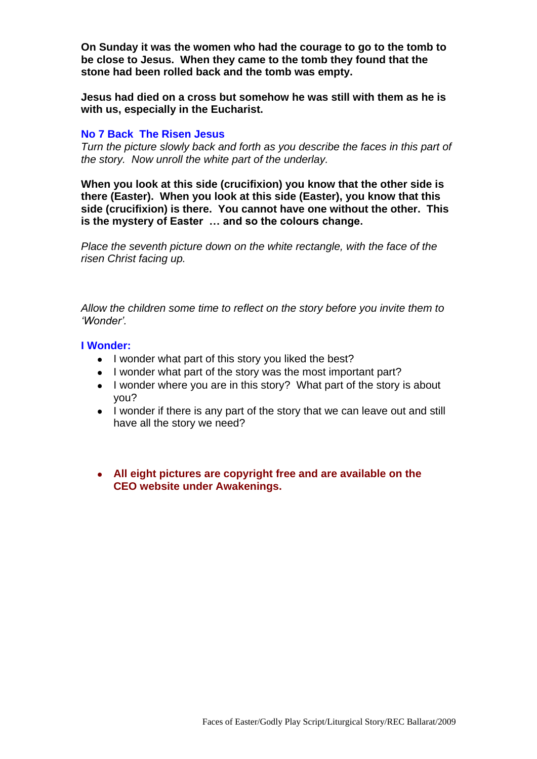**On Sunday it was the women who had the courage to go to the tomb to be close to Jesus. When they came to the tomb they found that the stone had been rolled back and the tomb was empty.**

**Jesus had died on a cross but somehow he was still with them as he is with us, especially in the Eucharist.**

### No 7 Back The Risen Jesus

*Turn the picture slowly back and forth as you describe the faces in this part of the story. Now unroll the white part of the underlay.*

**When you look at this side (crucifixion) you know that the other side is there (Easter). When you look at this side (Easter), you know that this side (crucifixion) is there. You cannot have one without the other. This is the mystery of Easter … and so the colours change.**

*Place the seventh picture down on the white rectangle, with the face of the risen Christ facing up.*

*Allow the children some time to reflect on the story before you invite them to 'Wonder'.*

### I Wonder:

- I wonder what part of this story you liked the best?
- I wonder what part of the story was the most important part?
- I wonder where you are in this story? What part of the story is about you?
- I wonder if there is any part of the story that we can leave out and still have all the story we need?

- **All eight pictures are copyright free and are available on the CEO website under Awakenings.**